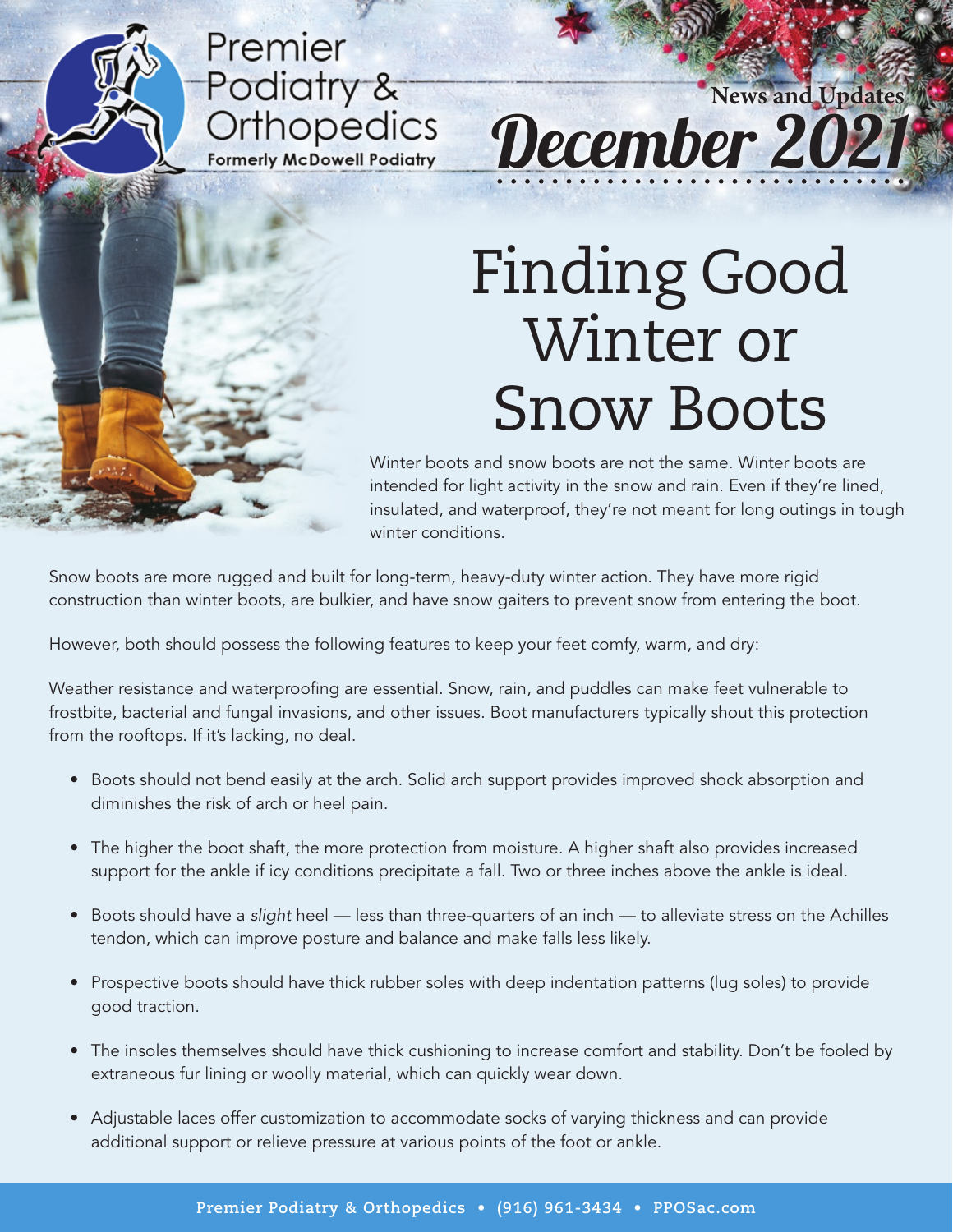Premier Podiatry & Orthopedics

Formerly McDowell Podiatry

News and Updates

December 2021

# Finding Good Winter or Snow Boots

Winter boots and snow boots are not the same. Winter boots are intended for light activity in the snow and rain. Even if they're lined, insulated, and waterproof, they're not meant for long outings in tough winter conditions.

Snow boots are more rugged and built for long-term, heavy-duty winter action. They have more rigid construction than winter boots, are bulkier, and have snow gaiters to prevent snow from entering the boot.

However, both should possess the following features to keep your feet comfy, warm, and dry:

Weather resistance and waterproofing are essential. Snow, rain, and puddles can make feet vulnerable to frostbite, bacterial and fungal invasions, and other issues. Boot manufacturers typically shout this protection from the rooftops. If it's lacking, no deal.

- Boots should not bend easily at the arch. Solid arch support provides improved shock absorption and diminishes the risk of arch or heel pain.
- The higher the boot shaft, the more protection from moisture. A higher shaft also provides increased support for the ankle if icy conditions precipitate a fall. Two or three inches above the ankle is ideal.
- Boots should have a *slight* heel — less than three-quarters of an inch — to alleviate stress on the Achilles tendon, which can improve posture and balance and make falls less likely.
- Prospective boots should have thick rubber soles with deep indentation patterns (lug soles) to provide good traction.
- The insoles themselves should have thick cushioning to increase comfort and stability. Don't be fooled by extraneous fur lining or woolly material, which can quickly wear down.
- Adjustable laces offer customization to accommodate socks of varying thickness and can provide additional support or relieve pressure at various points of the foot or ankle.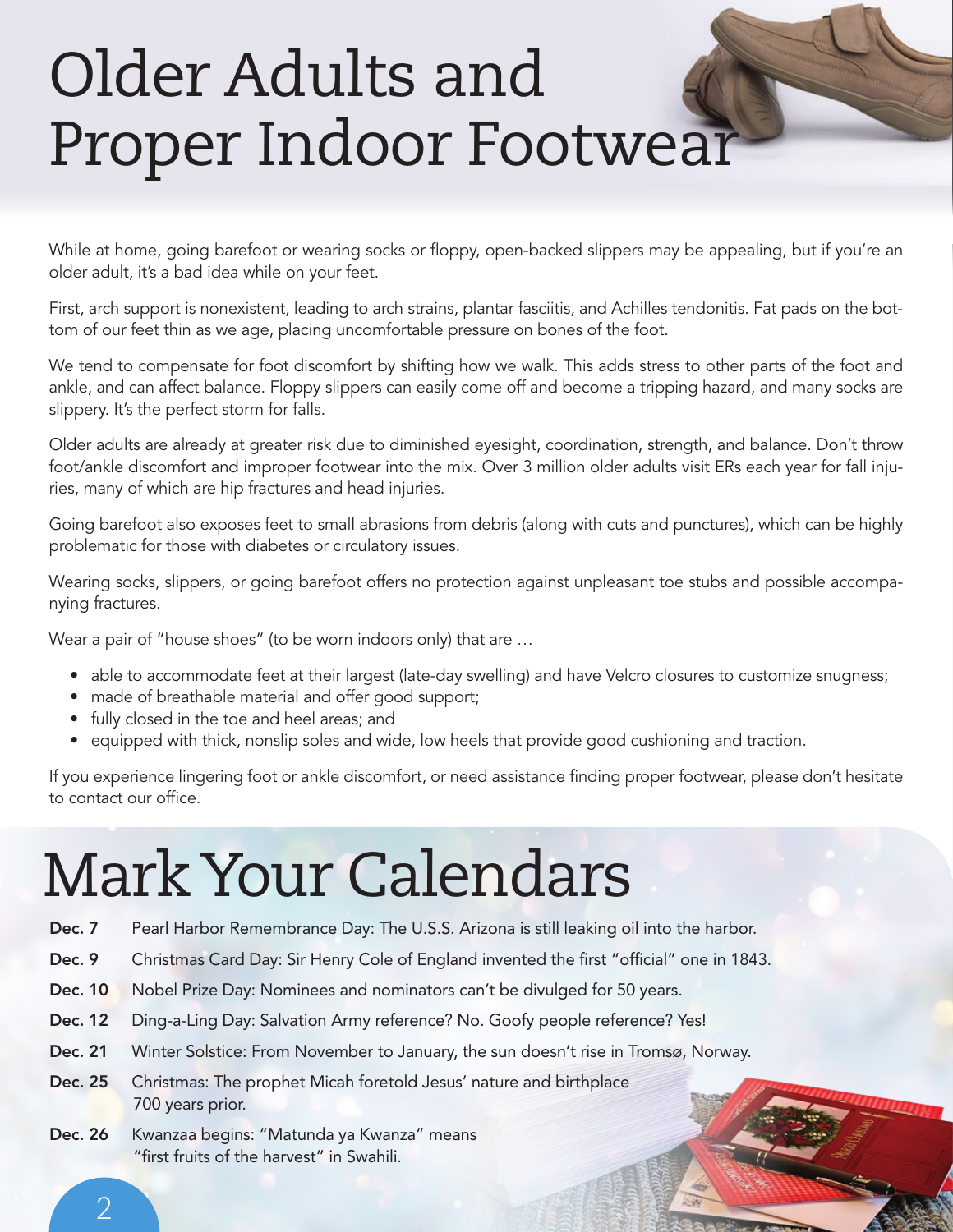# Older Adults and Proper Indoor Footwear

While at home, going barefoot or wearing socks or floppy, open-backed slippers may be appealing, but if you're an older adult, it's a bad idea while on your feet.

First, arch support is nonexistent, leading to arch strains, plantar fasciitis, and Achilles tendonitis. Fat pads on the bottom of our feet thin as we age, placing uncomfortable pressure on bones of the foot.

We tend to compensate for foot discomfort by shifting how we walk. This adds stress to other parts of the foot and ankle, and can affect balance. Floppy slippers can easily come off and become a tripping hazard, and many socks are slippery. It's the perfect storm for falls.

Older adults are already at greater risk due to diminished eyesight, coordination, strength, and balance. Don't throw foot/ankle discomfort and improper footwear into the mix. Over 3 million older adults visit ERs each year for fall injuries, many of which are hip fractures and head injuries.

Going barefoot also exposes feet to small abrasions from debris (along with cuts and punctures), which can be highly problematic for those with diabetes or circulatory issues.

Wearing socks, slippers, or going barefoot offers no protection against unpleasant toe stubs and possible accompanying fractures.

Wear a pair of "house shoes" (to be worn indoors only) that are …

- able to accommodate feet at their largest (late-day swelling) and have Velcro closures to customize snugness;
- made of breathable material and offer good support;
- fully closed in the toe and heel areas; and
- equipped with thick, nonslip soles and wide, low heels that provide good cushioning and traction.

If you experience lingering foot or ankle discomfort, or need assistance finding proper footwear, please don't hesitate to contact our office.

# Mark Your Calendars

**Dec. 7** Pearl Harbor Remembrance Day: The U.S.S. Arizona is still leaking oil into the harbor.

**Dec. 9** Christmas Card Day: Sir Henry Cole of England invented the first "official" one in 1843.

**Dec. 10** Nobel Prize Day: Nominees and nominators can't be divulged for 50 years.

**Dec. 12** Ding-a-Ling Day: Salvation Army reference? No. Goofy people reference? Yes!

**Dec. 21** Winter Solstice: From November to January, the sun doesn't rise in Tromsø, Norway.

**Dec. 25** Christmas: The prophet Micah foretold Jesus' nature and birthplace 700 years prior.

**Dec. 26** Kwanzaa begins: "Matunda ya Kwanza" means "first fruits of the harvest" in Swahili.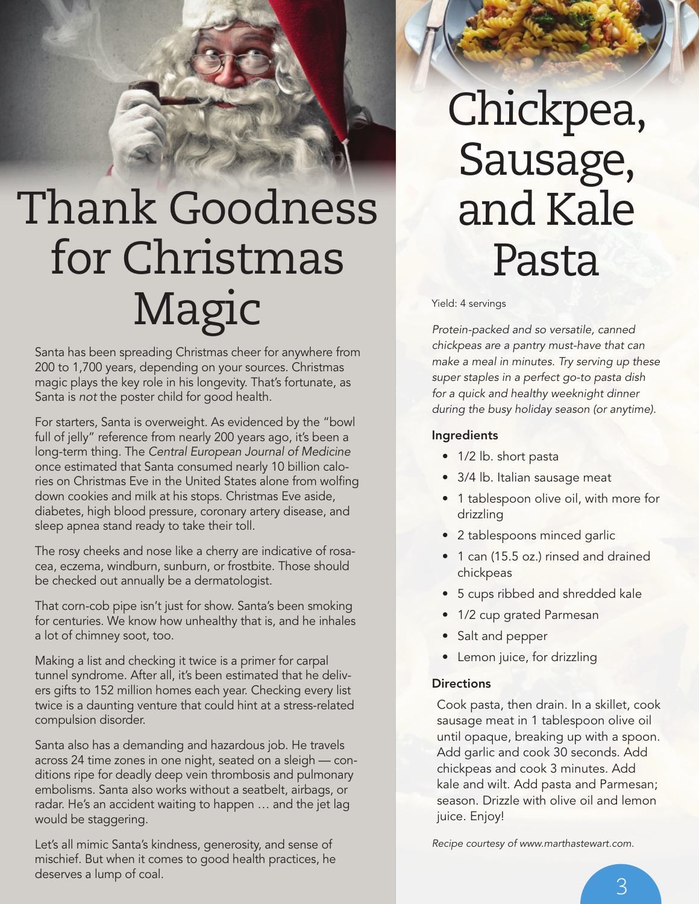# Thank Goodness for Christmas Magic

Santa has been spreading Christmas cheer for anywhere from 200 to 1,700 years, depending on your sources. Christmas magic plays the key role in his longevity. That's fortunate, as Santa is *not* the poster child for good health.

For starters, Santa is overweight. As evidenced by the "bowl full of jelly" reference from nearly 200 years ago, it's been a long-term thing. The *Central European Journal of Medicine* once estimated that Santa consumed nearly 10 billion calories on Christmas Eve in the United States alone from wolfing down cookies and milk at his stops. Christmas Eve aside, diabetes, high blood pressure, coronary artery disease, and sleep apnea stand ready to take their toll.

The rosy cheeks and nose like a cherry are indicative of rosacea, eczema, windburn, sunburn, or frostbite. Those should be checked out annually be a dermatologist.

That corn-cob pipe isn't just for show. Santa's been smoking for centuries. We know how unhealthy that is, and he inhales a lot of chimney soot, too.

Making a list and checking it twice is a primer for carpal tunnel syndrome. After all, it's been estimated that he delivers gifts to 152 million homes each year. Checking every list twice is a daunting venture that could hint at a stress-related compulsion disorder.

Santa also has a demanding and hazardous job. He travels across 24 time zones in one night, seated on a sleigh — conditions ripe for deadly deep vein thrombosis and pulmonary embolisms. Santa also works without a seatbelt, airbags, or radar. He's an accident waiting to happen … and the jet lag would be staggering.

Let's all mimic Santa's kindness, generosity, and sense of mischief. But when it comes to good health practices, he deserves a lump of coal.

# Chickpea, Sausage, and Kale Pasta

Yield: 4 servings

*Protein-packed and so versatile, canned chickpeas are a pantry must-have that can make a meal in minutes. Try serving up these super staples in a perfect go-to pasta dish for a quick and healthy weeknight dinner during the busy holiday season (or anytime).*

### Ingredients

- 1/2 lb. short pasta
- 3/4 lb. Italian sausage meat
- 1 tablespoon olive oil, with more for drizzling
- 2 tablespoons minced garlic
- 1 can (15.5 oz.) rinsed and drained chickpeas
- 5 cups ribbed and shredded kale
- 1/2 cup grated Parmesan
- Salt and pepper
- Lemon juice, for drizzling

### Directions

Cook pasta, then drain. In a skillet, cook sausage meat in 1 tablespoon olive oil until opaque, breaking up with a spoon. Add garlic and cook 30 seconds. Add chickpeas and cook 3 minutes. Add kale and wilt. Add pasta and Parmesan; season. Drizzle with olive oil and lemon juice. Enjoy!

*Recipe courtesy of www.marthastewart.com.*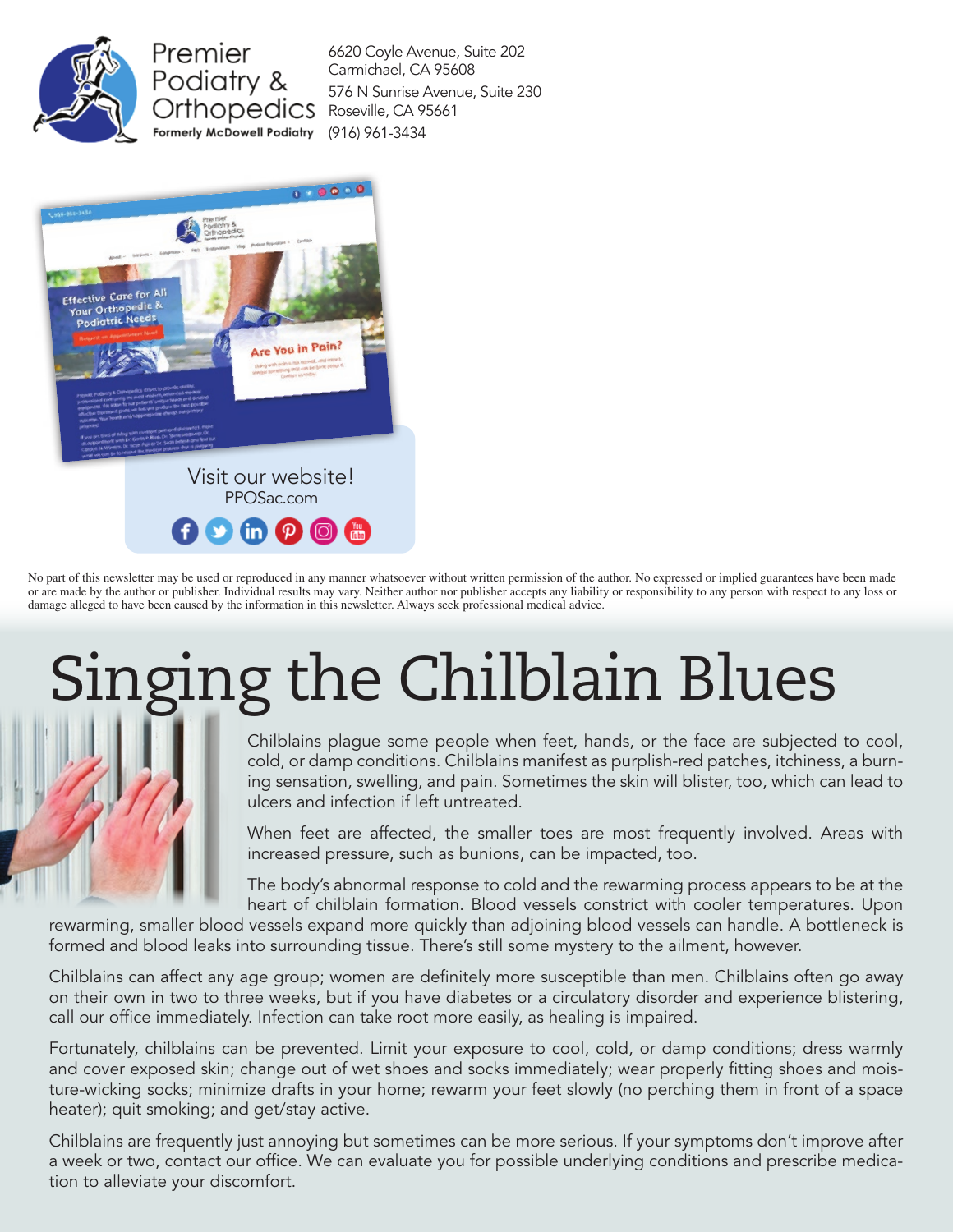Premier Podiatry & Orthopedics
Formerly McDowell Podiatry

6620 Coyle Avenue, Suite 202
Carmichael, CA 95608
576 N Sunrise Avenue, Suite 230
Roseville, CA 95661
(916) 961-3434

Visit our website!
PPOSac.com

No part of this newsletter may be used or reproduced in any manner whatsoever without written permission of the author. No expressed or implied guarantees have been made or are made by the author or publisher. Individual results may vary. Neither author nor publisher accepts any liability or responsibility to any person with respect to any loss or damage alleged to have been caused by the information in this newsletter. Always seek professional medical advice.

# Singing the Chilblain Blues

Chilblains plague some people when feet, hands, or the face are subjected to cool, cold, or damp conditions. Chilblains manifest as purplish-red patches, itchiness, a burning sensation, swelling, and pain. Sometimes the skin will blister, too, which can lead to ulcers and infection if left untreated.

When feet are affected, the smaller toes are most frequently involved. Areas with increased pressure, such as bunions, can be impacted, too.

The body's abnormal response to cold and the rewarming process appears to be at the heart of chilblain formation. Blood vessels constrict with cooler temperatures. Upon rewarming, smaller blood vessels expand more quickly than adjoining blood vessels can handle. A bottleneck is formed and blood leaks into surrounding tissue. There's still some mystery to the ailment, however.

Chilblains can affect any age group; women are definitely more susceptible than men. Chilblains often go away on their own in two to three weeks, but if you have diabetes or a circulatory disorder and experience blistering, call our office immediately. Infection can take root more easily, as healing is impaired.

Fortunately, chilblains can be prevented. Limit your exposure to cool, cold, or damp conditions; dress warmly and cover exposed skin; change out of wet shoes and socks immediately; wear properly fitting shoes and moisture-wicking socks; minimize drafts in your home; rewarm your feet slowly (no perching them in front of a space heater); quit smoking; and get/stay active.

Chilblains are frequently just annoying but sometimes can be more serious. If your symptoms don't improve after a week or two, contact our office. We can evaluate you for possible underlying conditions and prescribe medication to alleviate your discomfort.